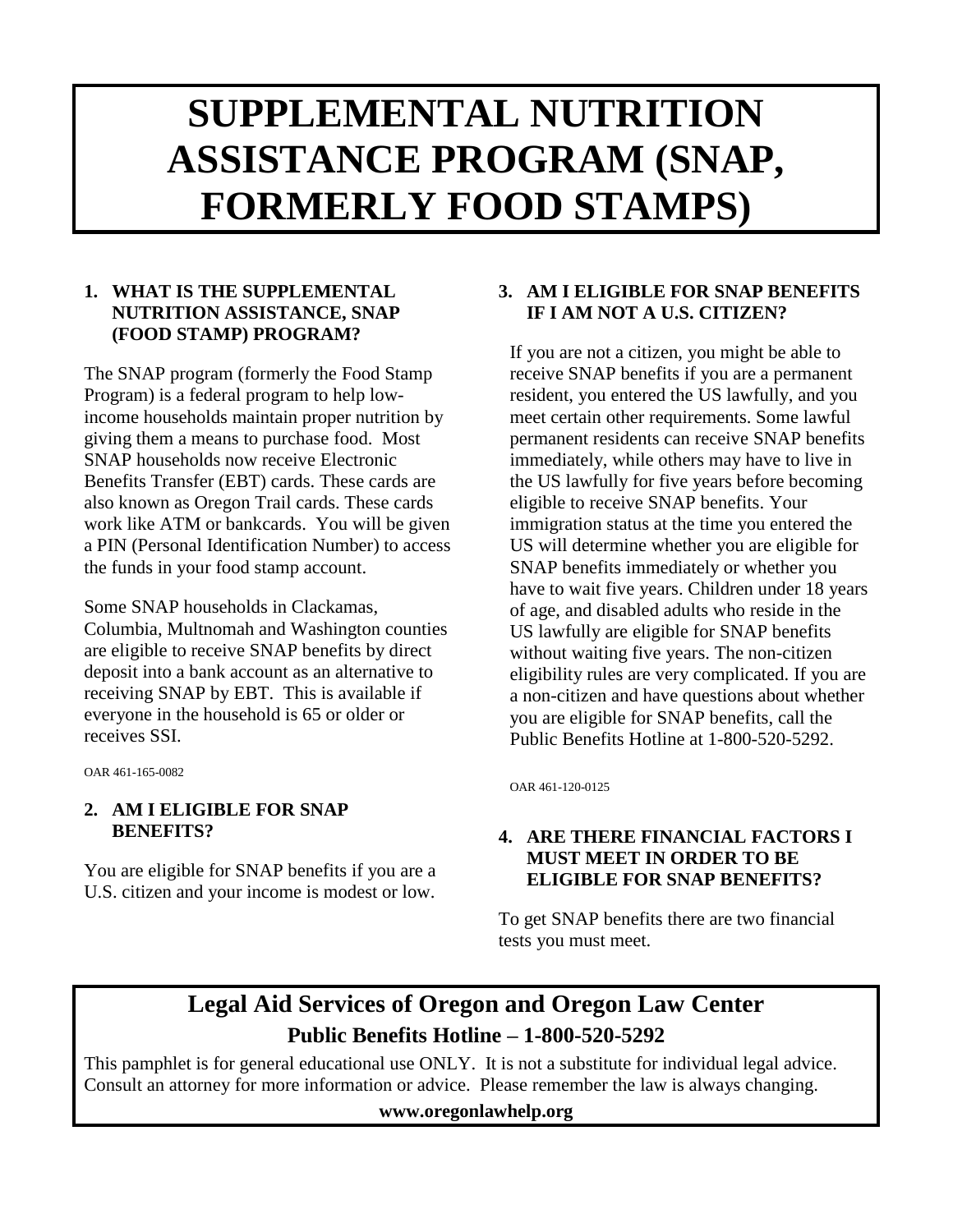# SUPPLEMENTAL NUTRITION ASSISTANCE PROGRAM (SNAP, FORMERLY FOOD STAMPS)

## 1. WHAT IS THE SUPPLEMENTAL NUTRITION ASSISTANCE, SNAP (FOOD STAMP) PROGRAM?

The SNAP program (formerly the Food Stamp Program) is a federal program to help low-income households maintain proper nutrition by giving them a means to purchase food. Most SNAP households now receive Electronic Benefits Transfer (EBT) cards. These cards are also known as Oregon Trail cards. These cards work like ATM or bankcards. You will be given a PIN (Personal Identification Number) to access the funds in your food stamp account.

Some SNAP households in Clackamas, Columbia, Multnomah and Washington counties are eligible to receive SNAP benefits by direct deposit into a bank account as an alternative to receiving SNAP by EBT. This is available if everyone in the household is 65 or older or receives SSI.

OAR 461-165-0082

## 2. AM I ELIGIBLE FOR SNAP BENEFITS?

You are eligible for SNAP benefits if you are a U.S. citizen and your income is modest or low.

## 3. AM I ELIGIBLE FOR SNAP BENEFITS IF I AM NOT A U.S. CITIZEN?

If you are not a citizen, you might be able to receive SNAP benefits if you are a permanent resident, you entered the US lawfully, and you meet certain other requirements. Some lawful permanent residents can receive SNAP benefits immediately, while others may have to live in the US lawfully for five years before becoming eligible to receive SNAP benefits. Your immigration status at the time you entered the US will determine whether you are eligible for SNAP benefits immediately or whether you have to wait five years. Children under 18 years of age, and disabled adults who reside in the US lawfully are eligible for SNAP benefits without waiting five years. The non-citizen eligibility rules are very complicated. If you are a non-citizen and have questions about whether you are eligible for SNAP benefits, call the Public Benefits Hotline at 1-800-520-5292.

OAR 461-120-0125

## 4. ARE THERE FINANCIAL FACTORS I MUST MEET IN ORDER TO BE ELIGIBLE FOR SNAP BENEFITS?

To get SNAP benefits there are two financial tests you must meet.

---

**Legal Aid Services of Oregon and Oregon Law Center**

**Public Benefits Hotline – 1-800-520-5292**

This pamphlet is for general educational use ONLY. It is not a substitute for individual legal advice. Consult an attorney for more information or advice. Please remember the law is always changing.

**www.oregonlawhelp.org**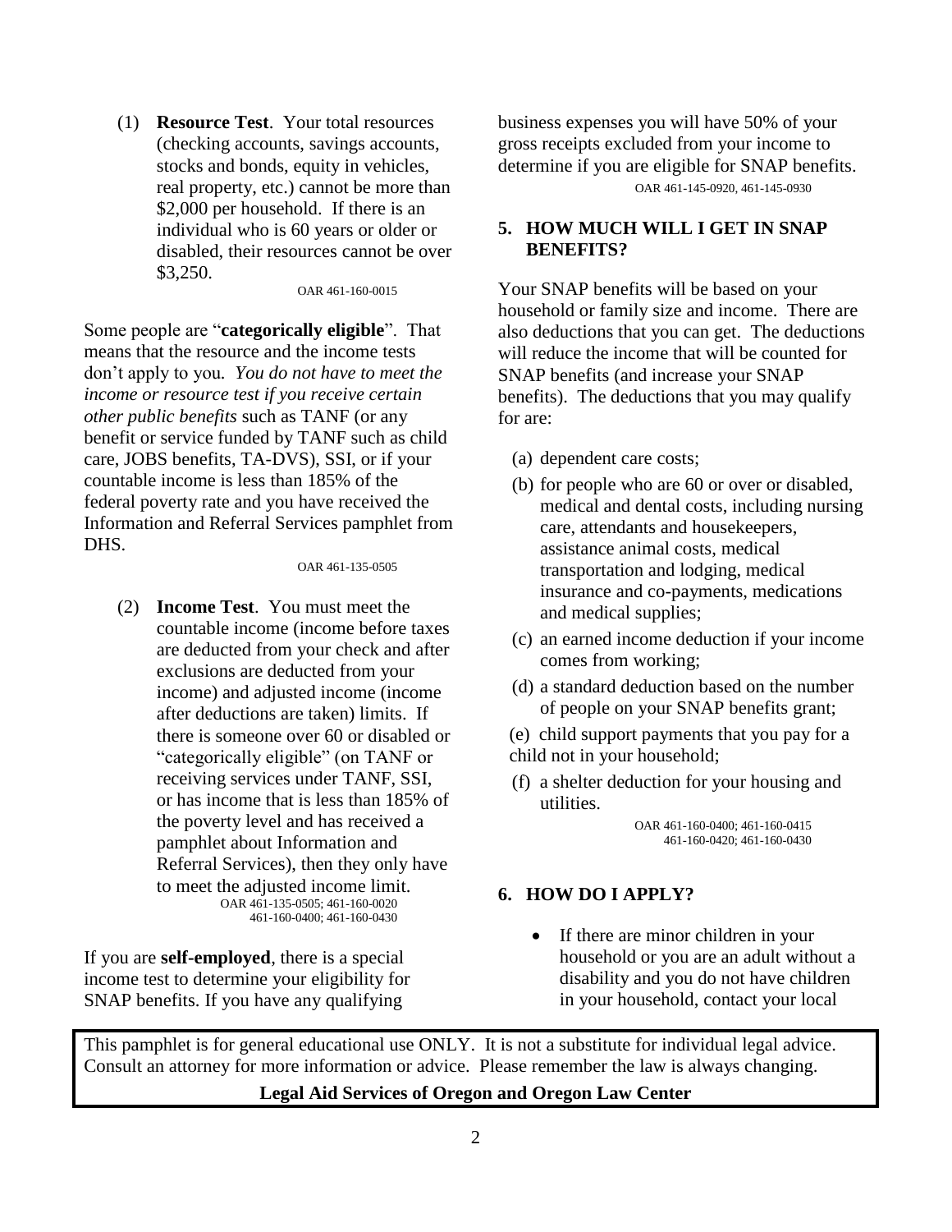(1) **Resource Test**. Your total resources (checking accounts, savings accounts, stocks and bonds, equity in vehicles, real property, etc.) cannot be more than \$2,000 per household. If there is an individual who is 60 years or older or disabled, their resources cannot be over \$3,250.

OAR 461-160-0015

Some people are "**categorically eligible**". That means that the resource and the income tests don't apply to you. *You do not have to meet the income or resource test if you receive certain other public benefits* such as TANF (or any benefit or service funded by TANF such as child care, JOBS benefits, TA-DVS), SSI, or if your countable income is less than 185% of the federal poverty rate and you have received the Information and Referral Services pamphlet from DHS.

OAR 461-135-0505

(2) **Income Test**. You must meet the countable income (income before taxes are deducted from your check and after exclusions are deducted from your income) and adjusted income (income after deductions are taken) limits. If there is someone over 60 or disabled or "categorically eligible" (on TANF or receiving services under TANF, SSI, or has income that is less than 185% of the poverty level and has received a pamphlet about Information and Referral Services), then they only have to meet the adjusted income limit.

OAR 461-135-0505; 461-160-0020
461-160-0400; 461-160-0430

If you are **self-employed**, there is a special income test to determine your eligibility for SNAP benefits. If you have any qualifying business expenses you will have 50% of your gross receipts excluded from your income to determine if you are eligible for SNAP benefits.

OAR 461-145-0920, 461-145-0930

## 5. HOW MUCH WILL I GET IN SNAP BENEFITS?

Your SNAP benefits will be based on your household or family size and income. There are also deductions that you can get. The deductions will reduce the income that will be counted for SNAP benefits (and increase your SNAP benefits). The deductions that you may qualify for are:

(a) dependent care costs;

(b) for people who are 60 or over or disabled, medical and dental costs, including nursing care, attendants and housekeepers, assistance animal costs, medical transportation and lodging, medical insurance and co-payments, medications and medical supplies;

(c) an earned income deduction if your income comes from working;

(d) a standard deduction based on the number of people on your SNAP benefits grant;

(e) child support payments that you pay for a child not in your household;

(f) a shelter deduction for your housing and utilities.

OAR 461-160-0400; 461-160-0415
461-160-0420; 461-160-0430

## 6. HOW DO I APPLY?

- If there are minor children in your household or you are an adult without a disability and you do not have children in your household, contact your local

This pamphlet is for general educational use ONLY. It is not a substitute for individual legal advice. Consult an attorney for more information or advice. Please remember the law is always changing.

**Legal Aid Services of Oregon and Oregon Law Center**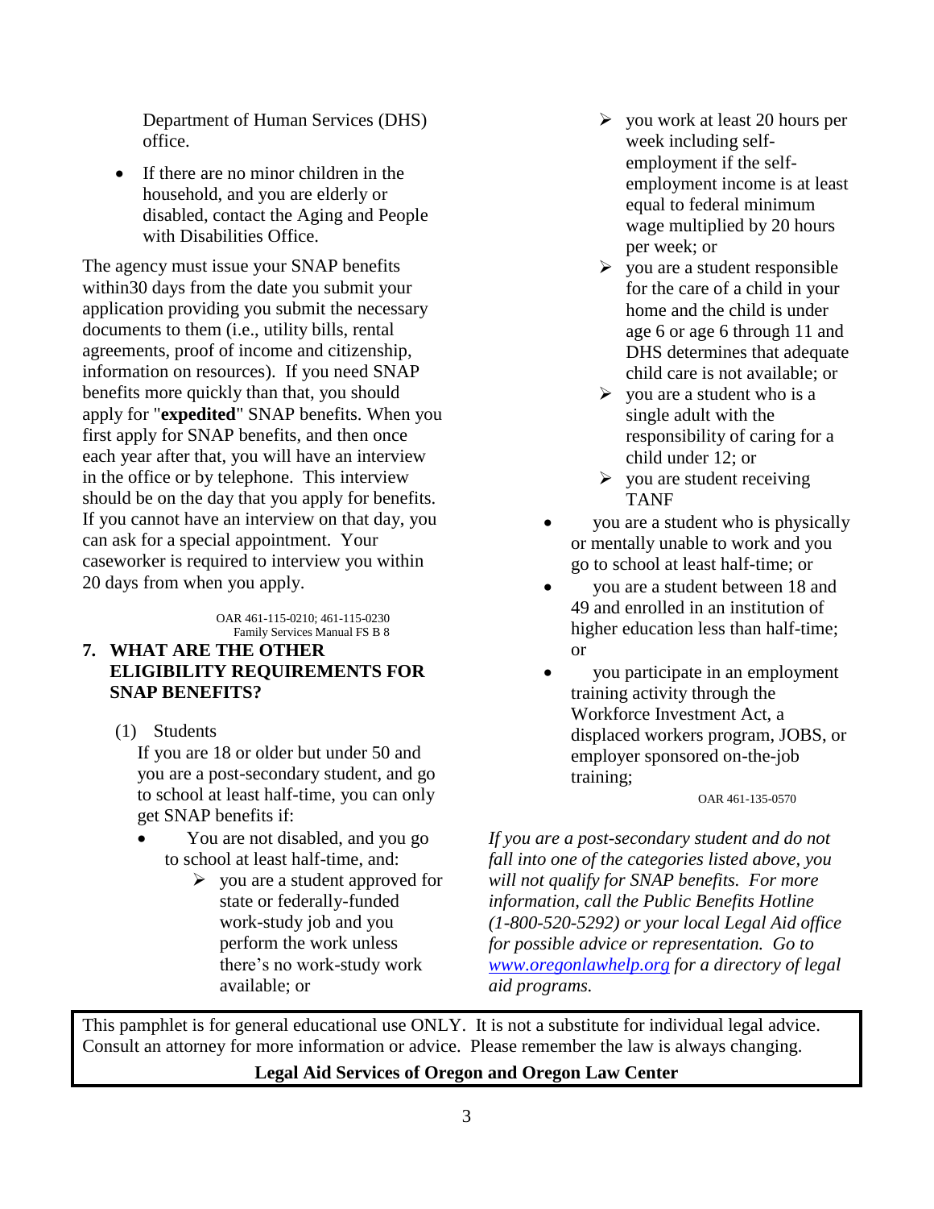Department of Human Services (DHS) office.

- If there are no minor children in the household, and you are elderly or disabled, contact the Aging and People with Disabilities Office.

The agency must issue your SNAP benefits within30 days from the date you submit your application providing you submit the necessary documents to them (i.e., utility bills, rental agreements, proof of income and citizenship, information on resources). If you need SNAP benefits more quickly than that, you should apply for "**expedited**" SNAP benefits. When you first apply for SNAP benefits, and then once each year after that, you will have an interview in the office or by telephone. This interview should be on the day that you apply for benefits. If you cannot have an interview on that day, you can ask for a special appointment. Your caseworker is required to interview you within 20 days from when you apply.

OAR 461-115-0210; 461-115-0230
Family Services Manual FS B 8

## 7. WHAT ARE THE OTHER ELIGIBILITY REQUIREMENTS FOR SNAP BENEFITS?

(1) Students

If you are 18 or older but under 50 and you are a post-secondary student, and go to school at least half-time, you can only get SNAP benefits if:

- You are not disabled, and you go to school at least half-time, and:
  - ➢ you are a student approved for state or federally-funded work-study job and you perform the work unless there's no work-study work available; or
  - ➢ you work at least 20 hours per week including self-employment if the self-employment income is at least equal to federal minimum wage multiplied by 20 hours per week; or
  - ➢ you are a student responsible for the care of a child in your home and the child is under age 6 or age 6 through 11 and DHS determines that adequate child care is not available; or
  - ➢ you are a student who is a single adult with the responsibility of caring for a child under 12; or
  - ➢ you are student receiving TANF
- you are a student who is physically or mentally unable to work and you go to school at least half-time; or
- you are a student between 18 and 49 and enrolled in an institution of higher education less than half-time; or
- you participate in an employment training activity through the Workforce Investment Act, a displaced workers program, JOBS, or employer sponsored on-the-job training;

OAR 461-135-0570

*If you are a post-secondary student and do not fall into one of the categories listed above, you will not qualify for SNAP benefits. For more information, call the Public Benefits Hotline (1-800-520-5292) or your local Legal Aid office for possible advice or representation. Go to [www.oregonlawhelp.org](http://www.oregonlawhelp.org) for a directory of legal aid programs.*

This pamphlet is for general educational use ONLY. It is not a substitute for individual legal advice. Consult an attorney for more information or advice. Please remember the law is always changing.

**Legal Aid Services of Oregon and Oregon Law Center**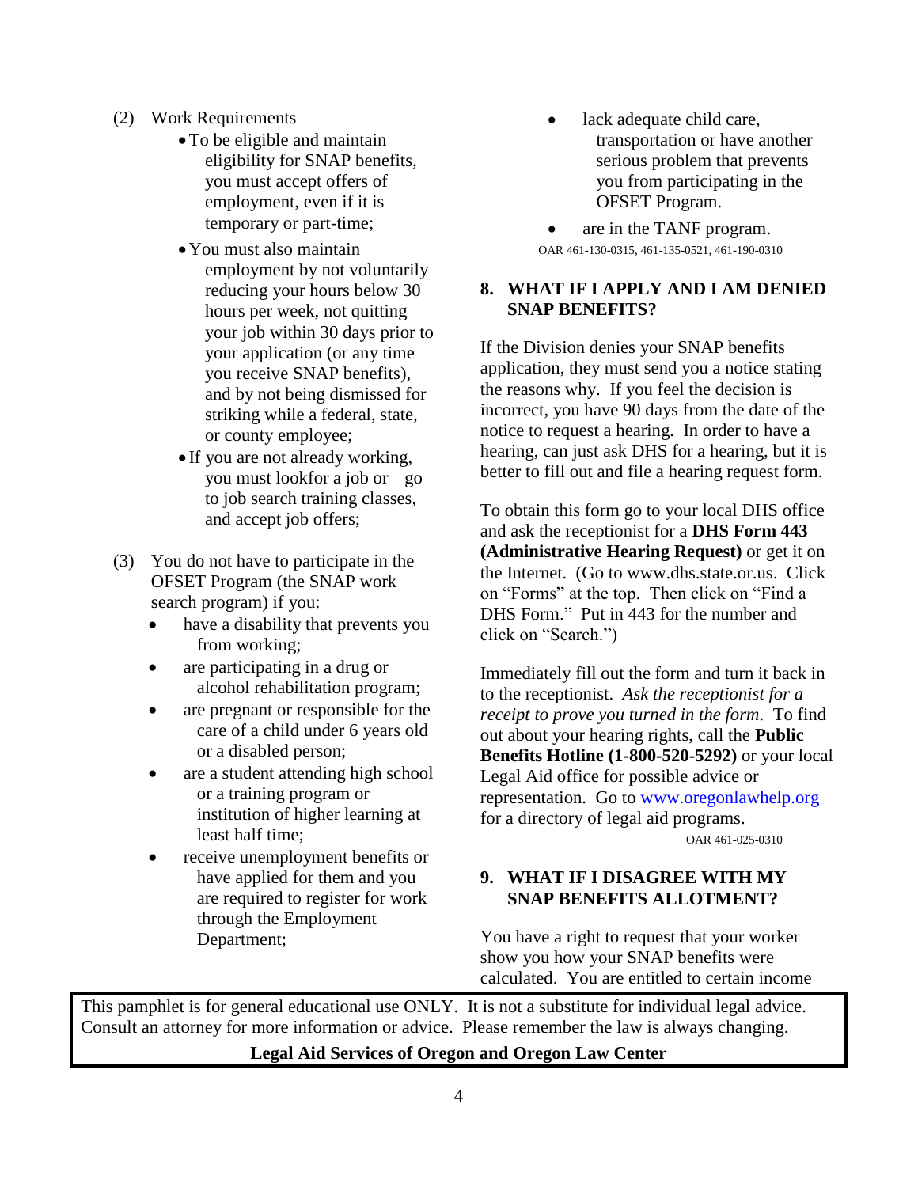(2) Work Requirements

- To be eligible and maintain eligibility for SNAP benefits, you must accept offers of employment, even if it is temporary or part-time;
- You must also maintain employment by not voluntarily reducing your hours below 30 hours per week, not quitting your job within 30 days prior to your application (or any time you receive SNAP benefits), and by not being dismissed for striking while a federal, state, or county employee;
- If you are not already working, you must lookfor a job or go to job search training classes, and accept job offers;

(3) You do not have to participate in the OFSET Program (the SNAP work search program) if you:

- have a disability that prevents you from working;
- are participating in a drug or alcohol rehabilitation program;
- are pregnant or responsible for the care of a child under 6 years old or a disabled person;
- are a student attending high school or a training program or institution of higher learning at least half time;
- receive unemployment benefits or have applied for them and you are required to register for work through the Employment Department;
- lack adequate child care, transportation or have another serious problem that prevents you from participating in the OFSET Program.
- are in the TANF program.

OAR 461-130-0315, 461-135-0521, 461-190-0310

## 8. WHAT IF I APPLY AND I AM DENIED SNAP BENEFITS?

If the Division denies your SNAP benefits application, they must send you a notice stating the reasons why. If you feel the decision is incorrect, you have 90 days from the date of the notice to request a hearing. In order to have a hearing, can just ask DHS for a hearing, but it is better to fill out and file a hearing request form.

To obtain this form go to your local DHS office and ask the receptionist for a **DHS Form 443 (Administrative Hearing Request)** or get it on the Internet. (Go to www.dhs.state.or.us. Click on "Forms" at the top. Then click on "Find a DHS Form." Put in 443 for the number and click on "Search.")

Immediately fill out the form and turn it back in to the receptionist. *Ask the receptionist for a receipt to prove you turned in the form*. To find out about your hearing rights, call the **Public Benefits Hotline (1-800-520-5292)** or your local Legal Aid office for possible advice or representation. Go to www.oregonlawhelp.org for a directory of legal aid programs.

OAR 461-025-0310

## 9. WHAT IF I DISAGREE WITH MY SNAP BENEFITS ALLOTMENT?

You have a right to request that your worker show you how your SNAP benefits were calculated. You are entitled to certain income

This pamphlet is for general educational use ONLY. It is not a substitute for individual legal advice. Consult an attorney for more information or advice. Please remember the law is always changing.

**Legal Aid Services of Oregon and Oregon Law Center**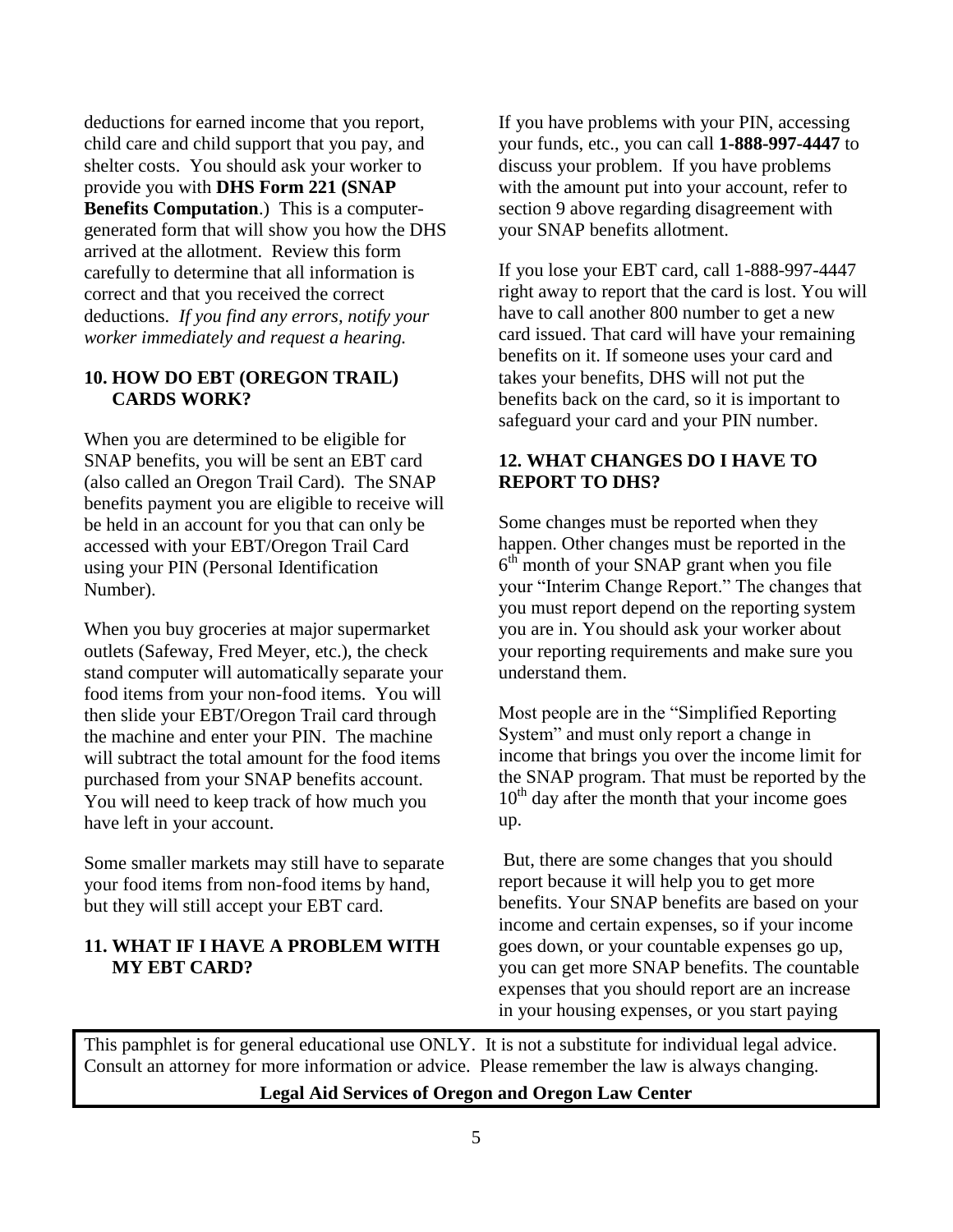deductions for earned income that you report, child care and child support that you pay, and shelter costs. You should ask your worker to provide you with **DHS Form 221 (SNAP Benefits Computation**.) This is a computer-generated form that will show you how the DHS arrived at the allotment. Review this form carefully to determine that all information is correct and that you received the correct deductions. *If you find any errors, notify your worker immediately and request a hearing.*

### 10. HOW DO EBT (OREGON TRAIL) CARDS WORK?

When you are determined to be eligible for SNAP benefits, you will be sent an EBT card (also called an Oregon Trail Card). The SNAP benefits payment you are eligible to receive will be held in an account for you that can only be accessed with your EBT/Oregon Trail Card using your PIN (Personal Identification Number).

When you buy groceries at major supermarket outlets (Safeway, Fred Meyer, etc.), the check stand computer will automatically separate your food items from your non-food items. You will then slide your EBT/Oregon Trail card through the machine and enter your PIN. The machine will subtract the total amount for the food items purchased from your SNAP benefits account. You will need to keep track of how much you have left in your account.

Some smaller markets may still have to separate your food items from non-food items by hand, but they will still accept your EBT card.

### 11. WHAT IF I HAVE A PROBLEM WITH MY EBT CARD?

If you have problems with your PIN, accessing your funds, etc., you can call **1-888-997-4447** to discuss your problem. If you have problems with the amount put into your account, refer to section 9 above regarding disagreement with your SNAP benefits allotment.

If you lose your EBT card, call 1-888-997-4447 right away to report that the card is lost. You will have to call another 800 number to get a new card issued. That card will have your remaining benefits on it. If someone uses your card and takes your benefits, DHS will not put the benefits back on the card, so it is important to safeguard your card and your PIN number.

### 12. WHAT CHANGES DO I HAVE TO REPORT TO DHS?

Some changes must be reported when they happen. Other changes must be reported in the 6th month of your SNAP grant when you file your "Interim Change Report." The changes that you must report depend on the reporting system you are in. You should ask your worker about your reporting requirements and make sure you understand them.

Most people are in the "Simplified Reporting System" and must only report a change in income that brings you over the income limit for the SNAP program. That must be reported by the 10th day after the month that your income goes up.

But, there are some changes that you should report because it will help you to get more benefits. Your SNAP benefits are based on your income and certain expenses, so if your income goes down, or your countable expenses go up, you can get more SNAP benefits. The countable expenses that you should report are an increase in your housing expenses, or you start paying

This pamphlet is for general educational use ONLY. It is not a substitute for individual legal advice. Consult an attorney for more information or advice. Please remember the law is always changing.

**Legal Aid Services of Oregon and Oregon Law Center**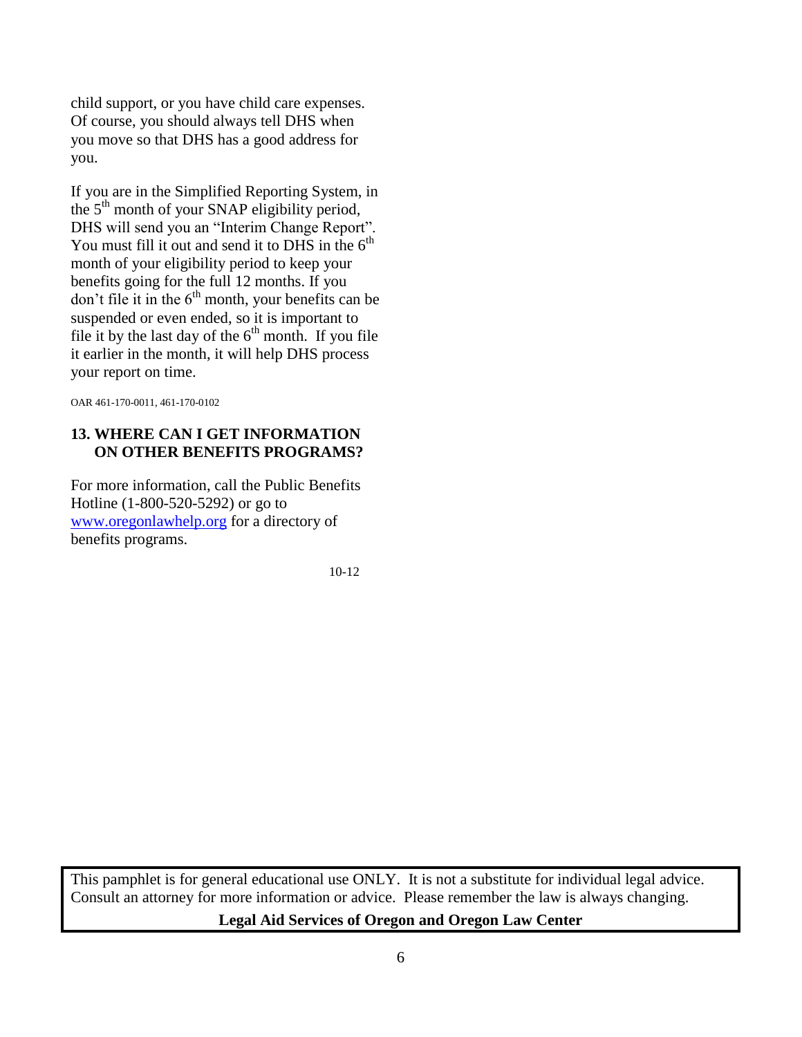child support, or you have child care expenses. Of course, you should always tell DHS when you move so that DHS has a good address for you.

If you are in the Simplified Reporting System, in the 5th month of your SNAP eligibility period, DHS will send you an “Interim Change Report”. You must fill it out and send it to DHS in the 6th month of your eligibility period to keep your benefits going for the full 12 months. If you don’t file it in the 6th month, your benefits can be suspended or even ended, so it is important to file it by the last day of the 6th month. If you file it earlier in the month, it will help DHS process your report on time.

OAR 461-170-0011, 461-170-0102

## 13. WHERE CAN I GET INFORMATION ON OTHER BENEFITS PROGRAMS?

For more information, call the Public Benefits Hotline (1-800-520-5292) or go to www.oregonlawhelp.org for a directory of benefits programs.

10-12

This pamphlet is for general educational use ONLY. It is not a substitute for individual legal advice. Consult an attorney for more information or advice. Please remember the law is always changing.

**Legal Aid Services of Oregon and Oregon Law Center**